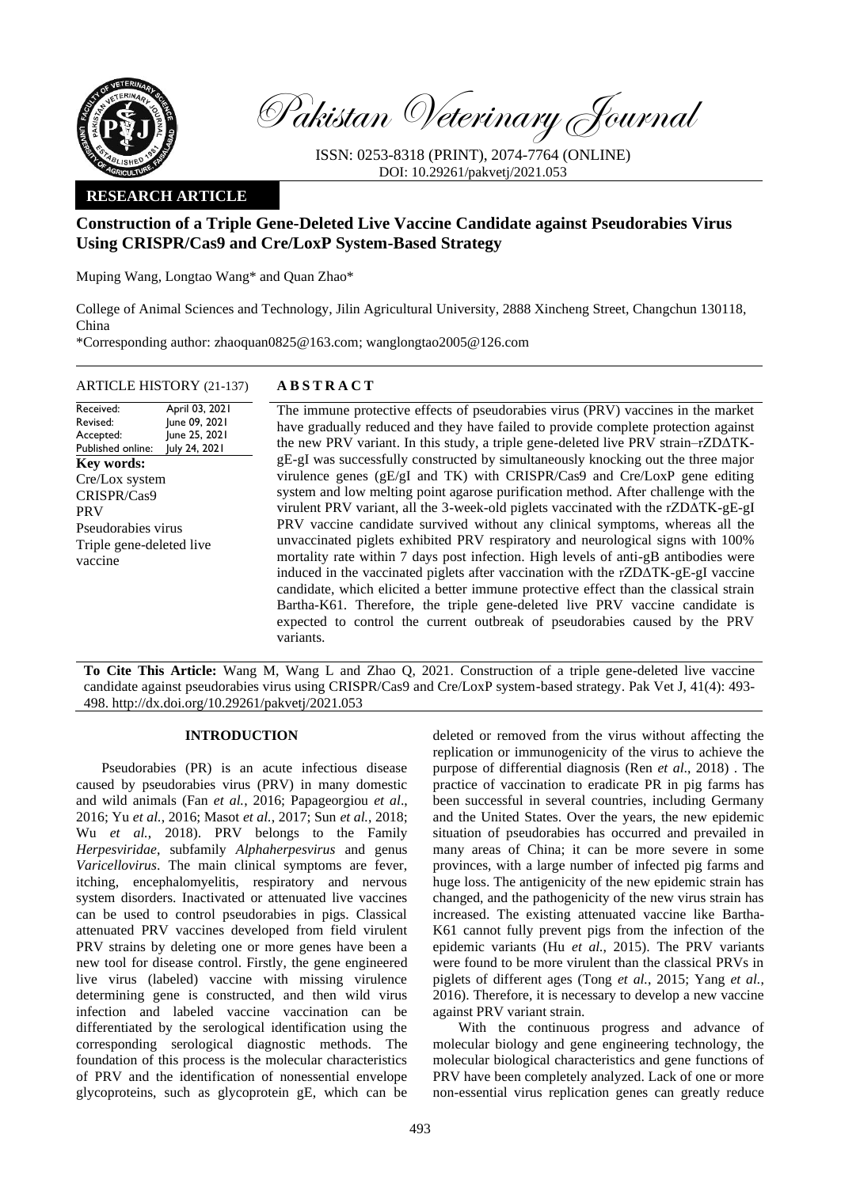Pakistan Veterinary Journal

ISSN: 0253-8318 (PRINT), 2074-7764 (ONLINE)
DOI: 10.29261/pakvetj/2021.053

**RESEARCH ARTICLE**

# Construction of a Triple Gene-Deleted Live Vaccine Candidate against Pseudorabies Virus Using CRISPR/Cas9 and Cre/LoxP System-Based Strategy

Muping Wang, Longtao Wang* and Quan Zhao*

College of Animal Sciences and Technology, Jilin Agricultural University, 2888 Xincheng Street, Changchun 130118, China

*Corresponding author: zhaoquan0825@163.com; wanglongtao2005@126.com

**ARTICLE HISTORY (21-137)**

Received: April 03, 2021
Revised: June 09, 2021
Accepted: June 25, 2021
Published online: July 24, 2021

**Key words:**
Cre/Lox system
CRISPR/Cas9
PRV
Pseudorabies virus
Triple gene-deleted live vaccine

## ABSTRACT

The immune protective effects of pseudorabies virus (PRV) vaccines in the market have gradually reduced and they have failed to provide complete protection against the new PRV variant. In this study, a triple gene-deleted live PRV strain–rZDΔTK-gE-gI was successfully constructed by simultaneously knocking out the three major virulence genes (gE/gI and TK) with CRISPR/Cas9 and Cre/LoxP gene editing system and low melting point agarose purification method. After challenge with the virulent PRV variant, all the 3-week-old piglets vaccinated with the rZDΔTK-gE-gI PRV vaccine candidate survived without any clinical symptoms, whereas all the unvaccinated piglets exhibited PRV respiratory and neurological signs with 100% mortality rate within 7 days post infection. High levels of anti-gB antibodies were induced in the vaccinated piglets after vaccination with the rZDΔTK-gE-gI vaccine candidate, which elicited a better immune protective effect than the classical strain Bartha-K61. Therefore, the triple gene-deleted live PRV vaccine candidate is expected to control the current outbreak of pseudorabies caused by the PRV variants.

**To Cite This Article:** Wang M, Wang L and Zhao Q, 2021. Construction of a triple gene-deleted live vaccine candidate against pseudorabies virus using CRISPR/Cas9 and Cre/LoxP system-based strategy. Pak Vet J, 41(4): 493-498. http://dx.doi.org/10.29261/pakvetj/2021.053

## INTRODUCTION

Pseudorabies (PR) is an acute infectious disease caused by pseudorabies virus (PRV) in many domestic and wild animals (Fan *et al.*, 2016; Papageorgiou *et al*., 2016; Yu *et al.*, 2016; Masot *et al.*, 2017; Sun *et al.*, 2018; Wu *et al.*, 2018). PRV belongs to the Family *Herpesviridae*, subfamily *Alphaherpesvirus* and genus *Varicellovirus*. The main clinical symptoms are fever, itching, encephalomyelitis, respiratory and nervous system disorders. Inactivated or attenuated live vaccines can be used to control pseudorabies in pigs. Classical attenuated PRV vaccines developed from field virulent PRV strains by deleting one or more genes have been a new tool for disease control. Firstly, the gene engineered live virus (labeled) vaccine with missing virulence determining gene is constructed, and then wild virus infection and labeled vaccine vaccination can be differentiated by the serological identification using the corresponding serological diagnostic methods. The foundation of this process is the molecular characteristics of PRV and the identification of nonessential envelope glycoproteins, such as glycoprotein gE, which can be deleted or removed from the virus without affecting the replication or immunogenicity of the virus to achieve the purpose of differential diagnosis (Ren *et al.*, 2018) . The practice of vaccination to eradicate PR in pig farms has been successful in several countries, including Germany and the United States. Over the years, the new epidemic situation of pseudorabies has occurred and prevailed in many areas of China; it can be more severe in some provinces, with a large number of infected pig farms and huge loss. The antigenicity of the new epidemic strain has changed, and the pathogenicity of the new virus strain has increased. The existing attenuated vaccine like Bartha-K61 cannot fully prevent pigs from the infection of the epidemic variants (Hu *et al.*, 2015). The PRV variants were found to be more virulent than the classical PRVs in piglets of different ages (Tong *et al.*, 2015; Yang *et al.*, 2016). Therefore, it is necessary to develop a new vaccine against PRV variant strain.

With the continuous progress and advance of molecular biology and gene engineering technology, the molecular biological characteristics and gene functions of PRV have been completely analyzed. Lack of one or more non-essential virus replication genes can greatly reduce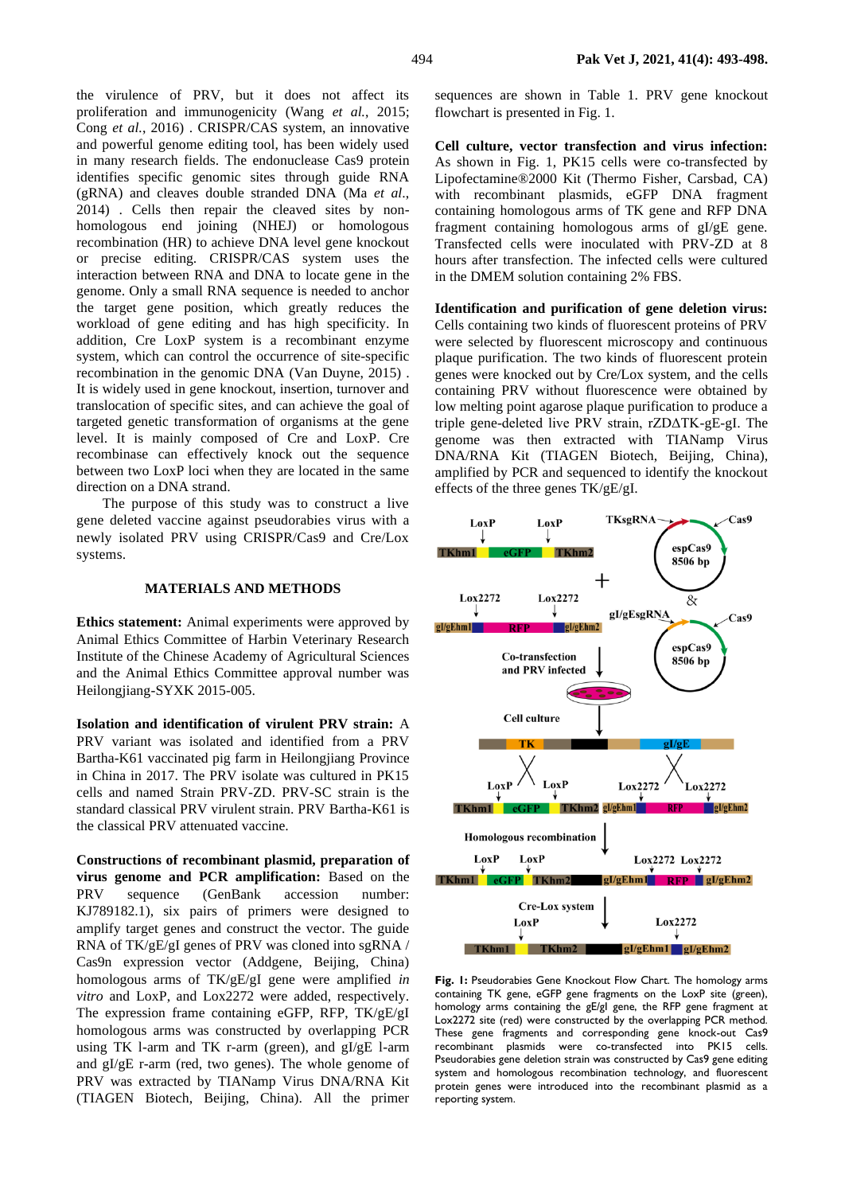the virulence of PRV, but it does not affect its proliferation and immunogenicity (Wang *et al.*, 2015; Cong *et al.*, 2016) . CRISPR/CAS system, an innovative and powerful genome editing tool, has been widely used in many research fields. The endonuclease Cas9 protein identifies specific genomic sites through guide RNA (gRNA) and cleaves double stranded DNA (Ma *et al.*, 2014) . Cells then repair the cleaved sites by non-homologous end joining (NHEJ) or homologous recombination (HR) to achieve DNA level gene knockout or precise editing. CRISPR/CAS system uses the interaction between RNA and DNA to locate gene in the genome. Only a small RNA sequence is needed to anchor the target gene position, which greatly reduces the workload of gene editing and has high specificity. In addition, Cre LoxP system is a recombinant enzyme system, which can control the occurrence of site-specific recombination in the genomic DNA (Van Duyne, 2015) . It is widely used in gene knockout, insertion, turnover and translocation of specific sites, and can achieve the goal of targeted genetic transformation of organisms at the gene level. It is mainly composed of Cre and LoxP. Cre recombinase can effectively knock out the sequence between two LoxP loci when they are located in the same direction on a DNA strand.

The purpose of this study was to construct a live gene deleted vaccine against pseudorabies virus with a newly isolated PRV using CRISPR/Cas9 and Cre/Lox systems.

## MATERIALS AND METHODS

**Ethics statement:** Animal experiments were approved by Animal Ethics Committee of Harbin Veterinary Research Institute of the Chinese Academy of Agricultural Sciences and the Animal Ethics Committee approval number was Heilongjiang-SYXK 2015-005.

**Isolation and identification of virulent PRV strain:** A PRV variant was isolated and identified from a PRV Bartha-K61 vaccinated pig farm in Heilongjiang Province in China in 2017. The PRV isolate was cultured in PK15 cells and named Strain PRV-ZD. PRV-SC strain is the standard classical PRV virulent strain. PRV Bartha-K61 is the classical PRV attenuated vaccine.

**Constructions of recombinant plasmid, preparation of virus genome and PCR amplification:** Based on the PRV sequence (GenBank accession number: KJ789182.1), six pairs of primers were designed to amplify target genes and construct the vector. The guide RNA of TK/gE/gI genes of PRV was cloned into sgRNA / Cas9n expression vector (Addgene, Beijing, China) homologous arms of TK/gE/gI gene were amplified *in vitro* and LoxP, and Lox2272 were added, respectively. The expression frame containing eGFP, RFP, TK/gE/gI homologous arms was constructed by overlapping PCR using TK l-arm and TK r-arm (green), and gI/gE l-arm and gI/gE r-arm (red, two genes). The whole genome of PRV was extracted by TIANamp Virus DNA/RNA Kit (TIAGEN Biotech, Beijing, China). All the primer sequences are shown in Table 1. PRV gene knockout flowchart is presented in Fig. 1.

**Cell culture, vector transfection and virus infection:** As shown in Fig. 1, PK15 cells were co-transfected by Lipofectamine®2000 Kit (Thermo Fisher, Carsbad, CA) with recombinant plasmids, eGFP DNA fragment containing homologous arms of TK gene and RFP DNA fragment containing homologous arms of gI/gE gene. Transfected cells were inoculated with PRV-ZD at 8 hours after transfection. The infected cells were cultured in the DMEM solution containing 2% FBS.

**Identification and purification of gene deletion virus:** Cells containing two kinds of fluorescent proteins of PRV were selected by fluorescent microscopy and continuous plaque purification. The two kinds of fluorescent protein genes were knocked out by Cre/Lox system, and the cells containing PRV without fluorescence were obtained by low melting point agarose plaque purification to produce a triple gene-deleted live PRV strain, rZDΔTK-gE-gI. The genome was then extracted with TIANamp Virus DNA/RNA Kit (TIAGEN Biotech, Beijing, China), amplified by PCR and sequenced to identify the knockout effects of the three genes TK/gE/gI.

**Fig. 1:** Pseudorabies Gene Knockout Flow Chart. The homology arms containing TK gene, eGFP gene fragments on the LoxP site (green), homology arms containing the gE/gI gene, the RFP gene fragment at Lox2272 site (red) were constructed by the overlapping PCR method. These gene fragments and corresponding gene knock-out Cas9 recombinant plasmids were co-transfected into PK15 cells. Pseudorabies gene deletion strain was constructed by Cas9 gene editing system and homologous recombination technology, and fluorescent protein genes were introduced into the recombinant plasmid as a reporting system.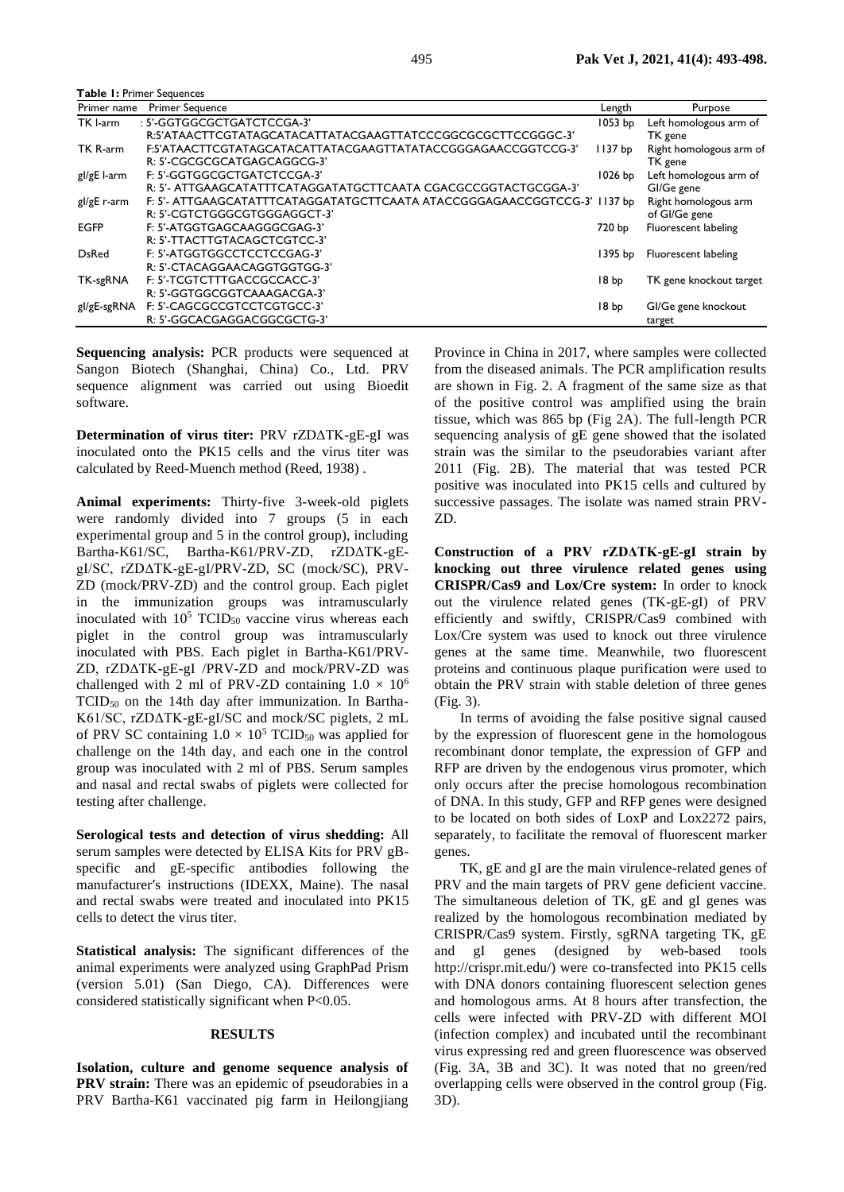**Table 1:** Primer Sequences

| Primer name | Primer Sequence | Length | Purpose |
|---|---|---|---|
| TK l-arm | : 5'-GGTGGCGCTGATCTCCGA-3'<br>R:5'ATAACTTCGTATAGCATACATTATACGAAGTTATCCCGGCGCGCTTCCGGGC-3' | 1053 bp | Left homologous arm of TK gene |
| TK R-arm | F:5'ATAACTTCGTATAGCATACATTATACGAAGTTATATACCGGGAGAACCGGTCCG-3'<br>R: 5'-CGCGCGCATGAGCAGGCG-3' | 1137 bp | Right homologous arm of TK gene |
| gI/gE l-arm | F: 5'-GGTGGCGCTGATCTCCGA-3'<br>R: 5'- ATTGAAGCATATTTCATAGGATATGCTTCAATA CGACGCCGGTACTGCGGA-3' | 1026 bp | Left homologous arm of GI/Ge gene |
| gI/gE r-arm | F: 5'- ATTGAAGCATATTTCATAGGATATGCTTCAATA ATACCGGGAGAACCGGTCCG-3'<br>R: 5'-CGTCTGGGCGTGGGAGGCT-3' | 1137 bp | Right homologous arm of GI/Ge gene |
| EGFP | F: 5'-ATGGTGAGCAAGGGCGAG-3'<br>R: 5'-TTACTTGTACAGCTCGTCC-3' | 720 bp | Fluorescent labeling |
| DsRed | F: 5'-ATGGTGGCCTCCTCCGAG-3'<br>R: 5'-CTACAGGAACAGGTGGTGG-3' | 1395 bp | Fluorescent labeling |
| TK-sgRNA | F: 5'-TCGTCTTTGACCGCCACC-3'<br>R: 5'-GGTGGCGGTCAAAGACGA-3' | 18 bp | TK gene knockout target |
| gI/gE-sgRNA | F: 5'-CAGCGCCGTCCTCGTGCC-3'<br>R: 5'-GGCACGAGGACGGCGCTG-3' | 18 bp | GI/Ge gene knockout target |

**Sequencing analysis:** PCR products were sequenced at Sangon Biotech (Shanghai, China) Co., Ltd. PRV sequence alignment was carried out using Bioedit software.

**Determination of virus titer:** PRV rZDΔTK-gE-gI was inoculated onto the PK15 cells and the virus titer was calculated by Reed-Muench method (Reed, 1938) .

**Animal experiments:** Thirty-five 3-week-old piglets were randomly divided into 7 groups (5 in each experimental group and 5 in the control group), including Bartha-K61/SC, Bartha-K61/PRV-ZD, rZDΔTK-gE-gI/SC, rZDΔTK-gE-gI/PRV-ZD, SC (mock/SC), PRV-ZD (mock/PRV-ZD) and the control group. Each piglet in the immunization groups was intramuscularly inoculated with $10^5$ $TCID_{50}$ vaccine virus whereas each piglet in the control group was intramuscularly inoculated with PBS. Each piglet in Bartha-K61/PRV-ZD, rZDΔTK-gE-gI /PRV-ZD and mock/PRV-ZD was challenged with 2 ml of PRV-ZD containing $1.0 \times 10^6$ $TCID_{50}$ on the 14th day after immunization. In Bartha-K61/SC, rZDΔTK-gE-gI/SC and mock/SC piglets, 2 mL of PRV SC containing $1.0 \times 10^5$ $TCID_{50}$ was applied for challenge on the 14th day, and each one in the control group was inoculated with 2 ml of PBS. Serum samples and nasal and rectal swabs of piglets were collected for testing after challenge.

**Serological tests and detection of virus shedding:** All serum samples were detected by ELISA Kits for PRV gB-specific and gE-specific antibodies following the manufacturer's instructions (IDEXX, Maine). The nasal and rectal swabs were treated and inoculated into PK15 cells to detect the virus titer.

**Statistical analysis:** The significant differences of the animal experiments were analyzed using GraphPad Prism (version 5.01) (San Diego, CA). Differences were considered statistically significant when $P<0.05$.

## RESULTS

**Isolation, culture and genome sequence analysis of PRV strain:** There was an epidemic of pseudorabies in a PRV Bartha-K61 vaccinated pig farm in Heilongjiang Province in China in 2017, where samples were collected from the diseased animals. The PCR amplification results are shown in Fig. 2. A fragment of the same size as that of the positive control was amplified using the brain tissue, which was 865 bp (Fig 2A). The full-length PCR sequencing analysis of gE gene showed that the isolated strain was the similar to the pseudorabies variant after 2011 (Fig. 2B). The material that was tested PCR positive was inoculated into PK15 cells and cultured by successive passages. The isolate was named strain PRV-ZD.

**Construction of a PRV rZDΔTK-gE-gI strain by knocking out three virulence related genes using CRISPR/Cas9 and Lox/Cre system:** In order to knock out the virulence related genes (TK-gE-gI) of PRV efficiently and swiftly, CRISPR/Cas9 combined with Lox/Cre system was used to knock out three virulence genes at the same time. Meanwhile, two fluorescent proteins and continuous plaque purification were used to obtain the PRV strain with stable deletion of three genes (Fig. 3).

In terms of avoiding the false positive signal caused by the expression of fluorescent gene in the homologous recombinant donor template, the expression of GFP and RFP are driven by the endogenous virus promoter, which only occurs after the precise homologous recombination of DNA. In this study, GFP and RFP genes were designed to be located on both sides of LoxP and Lox2272 pairs, separately, to facilitate the removal of fluorescent marker genes.

TK, gE and gI are the main virulence-related genes of PRV and the main targets of PRV gene deficient vaccine. The simultaneous deletion of TK, gE and gI genes was realized by the homologous recombination mediated by CRISPR/Cas9 system. Firstly, sgRNA targeting TK, gE and gI genes (designed by web-based tools http://crispr.mit.edu/) were co-transfected into PK15 cells with DNA donors containing fluorescent selection genes and homologous arms. At 8 hours after transfection, the cells were infected with PRV-ZD with different MOI (infection complex) and incubated until the recombinant virus expressing red and green fluorescence was observed (Fig. 3A, 3B and 3C). It was noted that no green/red overlapping cells were observed in the control group (Fig. 3D).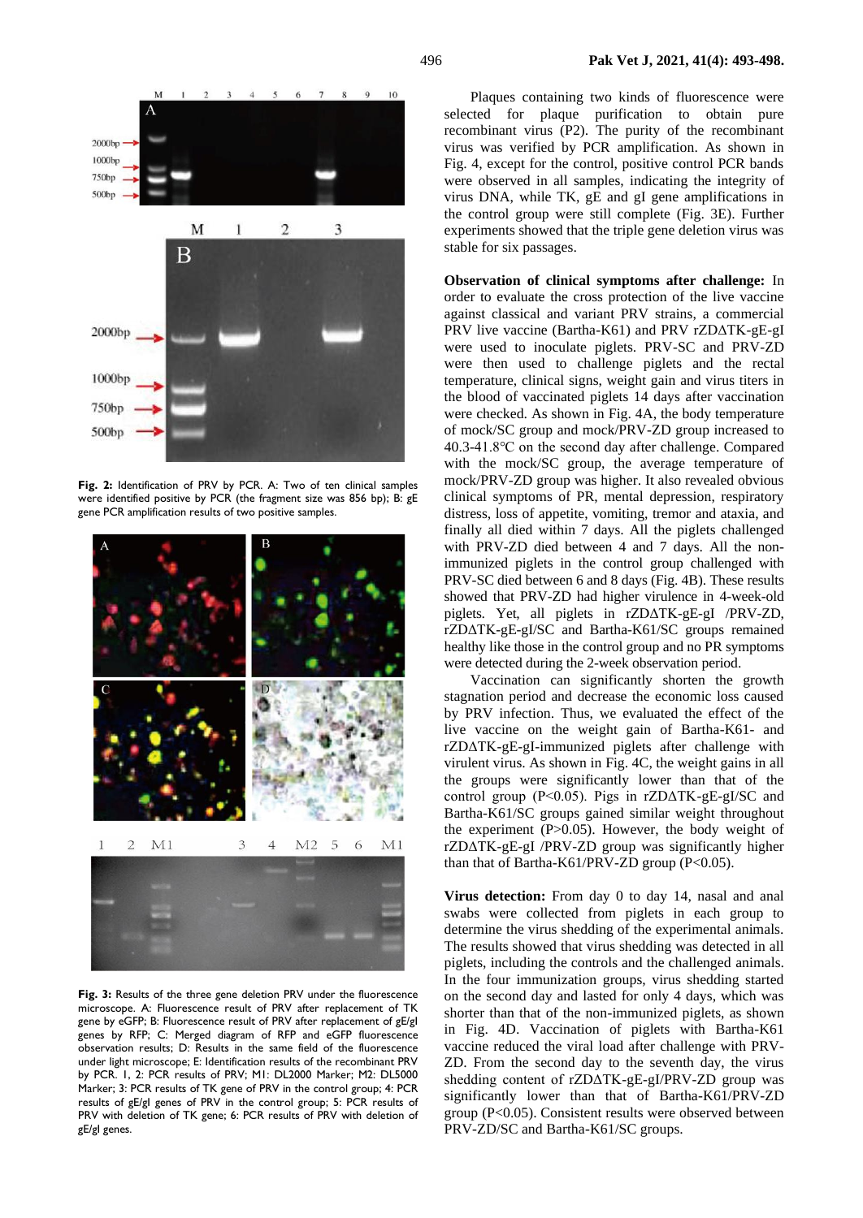**Fig. 2:** Identification of PRV by PCR. A: Two of ten clinical samples were identified positive by PCR (the fragment size was 856 bp); B: gE gene PCR amplification results of two positive samples.

**Fig. 3:** Results of the three gene deletion PRV under the fluorescence microscope. A: Fluorescence result of PRV after replacement of TK gene by eGFP; B: Fluorescence result of PRV after replacement of gE/gI genes by RFP; C: Merged diagram of RFP and eGFP fluorescence observation results; D: Results in the same field of the fluorescence under light microscope; E: Identification results of the recombinant PRV by PCR. 1, 2: PCR results of PRV; M1: DL2000 Marker; M2: DL5000 Marker; 3: PCR results of TK gene of PRV in the control group; 4: PCR results of gE/gI genes of PRV in the control group; 5: PCR results of PRV with deletion of TK gene; 6: PCR results of PRV with deletion of gE/gI genes.

Plaques containing two kinds of fluorescence were selected for plaque purification to obtain pure recombinant virus (P2). The purity of the recombinant virus was verified by PCR amplification. As shown in Fig. 4, except for the control, positive control PCR bands were observed in all samples, indicating the integrity of virus DNA, while TK, gE and gI gene amplifications in the control group were still complete (Fig. 3E). Further experiments showed that the triple gene deletion virus was stable for six passages.

**Observation of clinical symptoms after challenge:** In order to evaluate the cross protection of the live vaccine against classical and variant PRV strains, a commercial PRV live vaccine (Bartha-K61) and PRV rZDΔTK-gE-gI were used to inoculate piglets. PRV-SC and PRV-ZD were then used to challenge piglets and the rectal temperature, clinical signs, weight gain and virus titers in the blood of vaccinated piglets 14 days after vaccination were checked. As shown in Fig. 4A, the body temperature of mock/SC group and mock/PRV-ZD group increased to 40.3-41.8°C on the second day after challenge. Compared with the mock/SC group, the average temperature of mock/PRV-ZD group was higher. It also revealed obvious clinical symptoms of PR, mental depression, respiratory distress, loss of appetite, vomiting, tremor and ataxia, and finally all died within 7 days. All the piglets challenged with PRV-ZD died between 4 and 7 days. All the non-immunized piglets in the control group challenged with PRV-SC died between 6 and 8 days (Fig. 4B). These results showed that PRV-ZD had higher virulence in 4-week-old piglets. Yet, all piglets in rZDΔTK-gE-gI /PRV-ZD, rZDΔTK-gE-gI/SC and Bartha-K61/SC groups remained healthy like those in the control group and no PR symptoms were detected during the 2-week observation period.

Vaccination can significantly shorten the growth stagnation period and decrease the economic loss caused by PRV infection. Thus, we evaluated the effect of the live vaccine on the weight gain of Bartha-K61- and rZDΔTK-gE-gI-immunized piglets after challenge with virulent virus. As shown in Fig. 4C, the weight gains in all the groups were significantly lower than that of the control group ($P<0.05$). Pigs in rZDΔTK-gE-gI/SC and Bartha-K61/SC groups gained similar weight throughout the experiment ($P>0.05$). However, the body weight of rZDΔTK-gE-gI /PRV-ZD group was significantly higher than that of Bartha-K61/PRV-ZD group ($P<0.05$).

**Virus detection:** From day 0 to day 14, nasal and anal swabs were collected from piglets in each group to determine the virus shedding of the experimental animals. The results showed that virus shedding was detected in all piglets, including the controls and the challenged animals. In the four immunization groups, virus shedding started on the second day and lasted for only 4 days, which was shorter than that of the non-immunized piglets, as shown in Fig. 4D. Vaccination of piglets with Bartha-K61 vaccine reduced the viral load after challenge with PRV-ZD. From the second day to the seventh day, the virus shedding content of rZDΔTK-gE-gI/PRV-ZD group was significantly lower than that of Bartha-K61/PRV-ZD group ($P<0.05$). Consistent results were observed between PRV-ZD/SC and Bartha-K61/SC groups.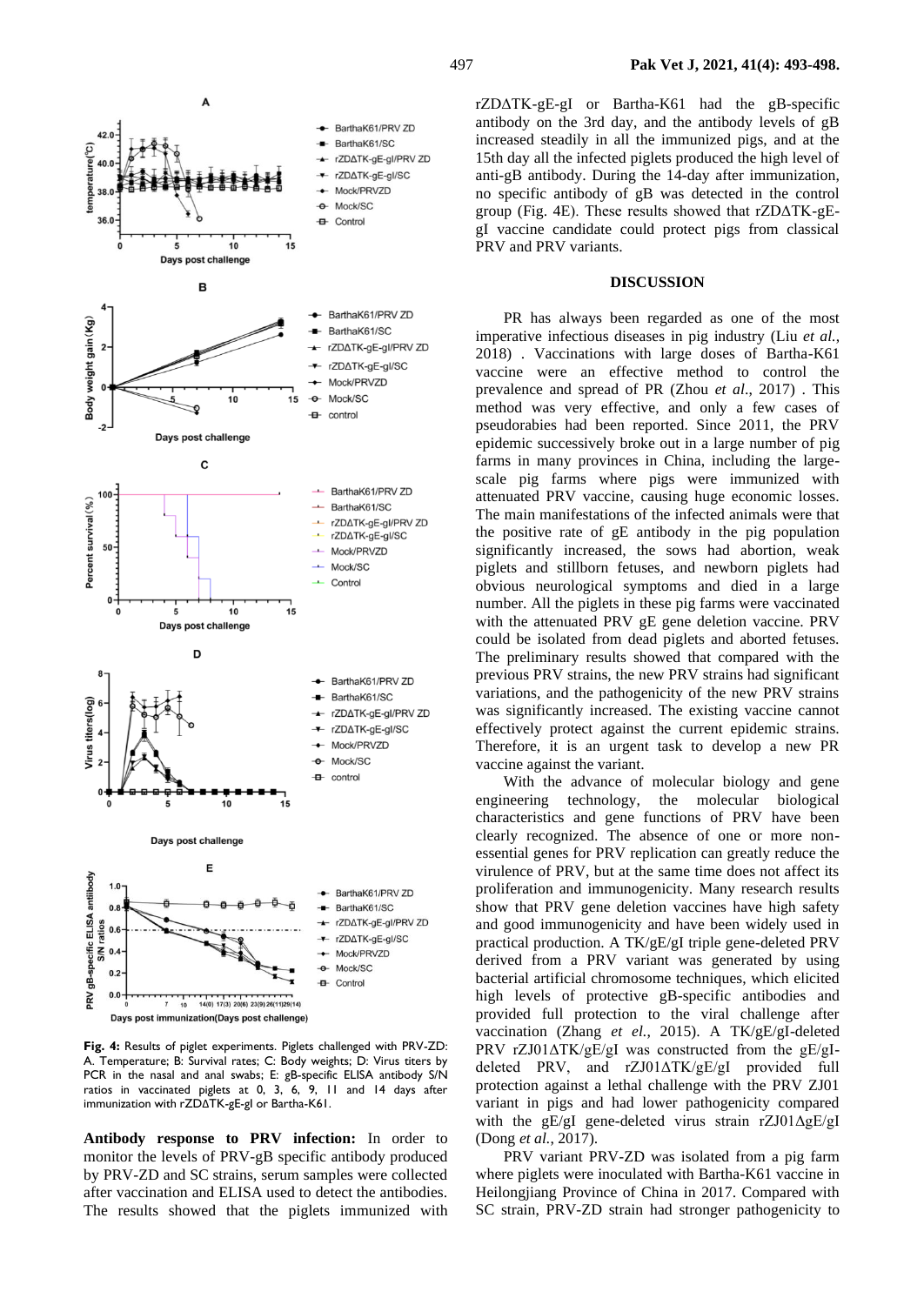**Fig. 4:** Results of piglet experiments. Piglets challenged with PRV-ZD: A. Temperature; B: Survival rates; C: Body weights; D: Virus titers by PCR in the nasal and anal swabs; E: gB-specific ELISA antibody S/N ratios in vaccinated piglets at 0, 3, 6, 9, 11 and 14 days after immunization with rZDΔTK-gE-gI or Bartha-K61.

**Antibody response to PRV infection:** In order to monitor the levels of PRV-gB specific antibody produced by PRV-ZD and SC strains, serum samples were collected after vaccination and ELISA used to detect the antibodies. The results showed that the piglets immunized with rZDΔTK-gE-gI or Bartha-K61 had the gB-specific antibody on the 3rd day, and the antibody levels of gB increased steadily in all the immunized pigs, and at the 15th day all the infected piglets produced the high level of anti-gB antibody. During the 14-day after immunization, no specific antibody of gB was detected in the control group (Fig. 4E). These results showed that rZDΔTK-gE-gI vaccine candidate could protect pigs from classical PRV and PRV variants.

## DISCUSSION

PR has always been regarded as one of the most imperative infectious diseases in pig industry (Liu *et al.*, 2018) . Vaccinations with large doses of Bartha-K61 vaccine were an effective method to control the prevalence and spread of PR (Zhou *et al*., 2017) . This method was very effective, and only a few cases of pseudorabies had been reported. Since 2011, the PRV epidemic successively broke out in a large number of pig farms in many provinces in China, including the large-scale pig farms where pigs were immunized with attenuated PRV vaccine, causing huge economic losses. The main manifestations of the infected animals were that the positive rate of gE antibody in the pig population significantly increased, the sows had abortion, weak piglets and stillborn fetuses, and newborn piglets had obvious neurological symptoms and died in a large number. All the piglets in these pig farms were vaccinated with the attenuated PRV gE gene deletion vaccine. PRV could be isolated from dead piglets and aborted fetuses. The preliminary results showed that compared with the previous PRV strains, the new PRV strains had significant variations, and the pathogenicity of the new PRV strains was significantly increased. The existing vaccine cannot effectively protect against the current epidemic strains. Therefore, it is an urgent task to develop a new PR vaccine against the variant.

With the advance of molecular biology and gene engineering technology, the molecular biological characteristics and gene functions of PRV have been clearly recognized. The absence of one or more non-essential genes for PRV replication can greatly reduce the virulence of PRV, but at the same time does not affect its proliferation and immunogenicity. Many research results show that PRV gene deletion vaccines have high safety and good immunogenicity and have been widely used in practical production. A TK/gE/gI triple gene-deleted PRV derived from a PRV variant was generated by using bacterial artificial chromosome techniques, which elicited high levels of protective gB-specific antibodies and provided full protection to the viral challenge after vaccination (Zhang *et al.*, 2015). A TK/gE/gI-deleted PRV rZJ01ΔTK/gE/gI was constructed from the gE/gI-deleted PRV, and rZJ01ΔTK/gE/gI provided full protection against a lethal challenge with the PRV ZJ01 variant in pigs and had lower pathogenicity compared with the gE/gI gene-deleted virus strain rZJ01ΔgE/gI (Dong *et al.*, 2017).

PRV variant PRV-ZD was isolated from a pig farm where piglets were inoculated with Bartha-K61 vaccine in Heilongjiang Province of China in 2017. Compared with SC strain, PRV-ZD strain had stronger pathogenicity to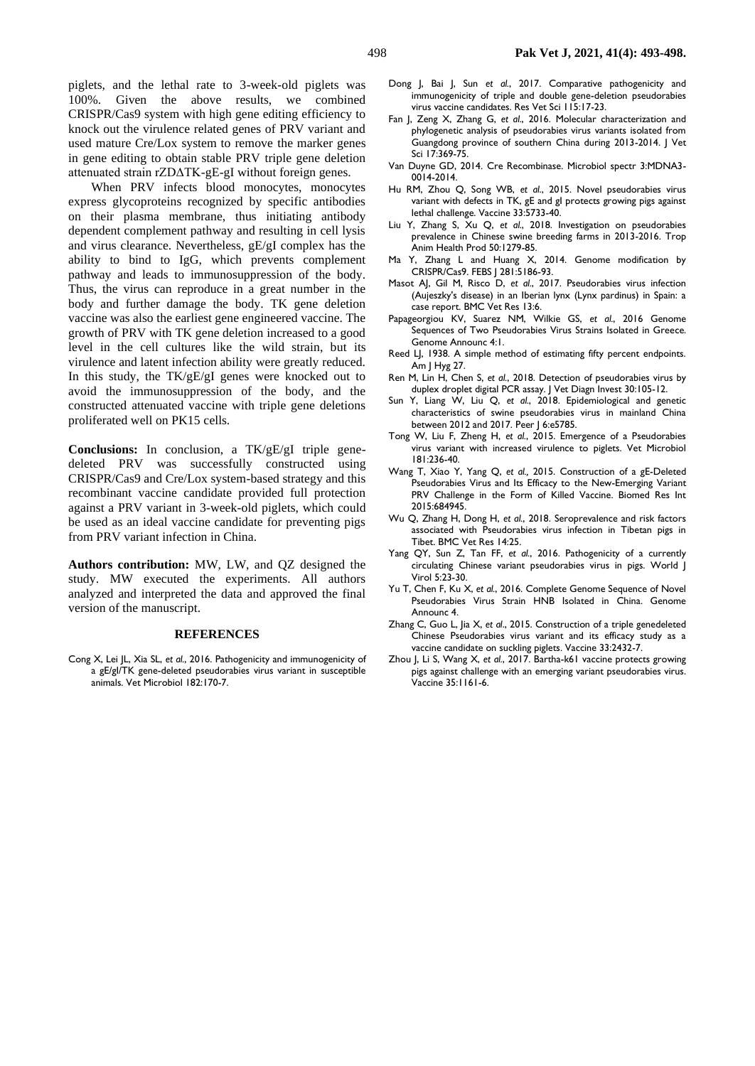piglets, and the lethal rate to 3-week-old piglets was 100%. Given the above results, we combined CRISPR/Cas9 system with high gene editing efficiency to knock out the virulence related genes of PRV variant and used mature Cre/Lox system to remove the marker genes in gene editing to obtain stable PRV triple gene deletion attenuated strain rZDΔTK-gE-gI without foreign genes.

When PRV infects blood monocytes, monocytes express glycoproteins recognized by specific antibodies on their plasma membrane, thus initiating antibody dependent complement pathway and resulting in cell lysis and virus clearance. Nevertheless, gE/gI complex has the ability to bind to IgG, which prevents complement pathway and leads to immunosuppression of the body. Thus, the virus can reproduce in a great number in the body and further damage the body. TK gene deletion vaccine was also the earliest gene engineered vaccine. The growth of PRV with TK gene deletion increased to a good level in the cell cultures like the wild strain, but its virulence and latent infection ability were greatly reduced. In this study, the TK/gE/gI genes were knocked out to avoid the immunosuppression of the body, and the constructed attenuated vaccine with triple gene deletions proliferated well on PK15 cells.

**Conclusions:** In conclusion, a TK/gE/gI triple gene-deleted PRV was successfully constructed using CRISPR/Cas9 and Cre/Lox system-based strategy and this recombinant vaccine candidate provided full protection against a PRV variant in 3-week-old piglets, which could be used as an ideal vaccine candidate for preventing pigs from PRV variant infection in China.

**Authors contribution:** MW, LW, and QZ designed the study. MW executed the experiments. All authors analyzed and interpreted the data and approved the final version of the manuscript.

## REFERENCES

Cong X, Lei JL, Xia SL, *et al.*, 2016. Pathogenicity and immunogenicity of a gE/gI/TK gene-deleted pseudorabies virus variant in susceptible animals. Vet Microbiol 182:170-7.

Dong J, Bai J, Sun *et al.*, 2017. Comparative pathogenicity and immunogenicity of triple and double gene-deletion pseudorabies virus vaccine candidates. Res Vet Sci 115:17-23.

Fan J, Zeng X, Zhang G, *et al.*, 2016. Molecular characterization and phylogenetic analysis of pseudorabies virus variants isolated from Guangdong province of southern China during 2013-2014. J Vet Sci 17:369-75.

Van Duyne GD, 2014. Cre Recombinase. Microbiol spectr 3:MDNA3-0014-2014.

Hu RM, Zhou Q, Song WB, *et al.*, 2015. Novel pseudorabies virus variant with defects in TK, gE and gI protects growing pigs against lethal challenge. Vaccine 33:5733-40.

Liu Y, Zhang S, Xu Q, *et al.*, 2018. Investigation on pseudorabies prevalence in Chinese swine breeding farms in 2013-2016. Trop Anim Health Prod 50:1279-85.

Ma Y, Zhang L and Huang X, 2014. Genome modification by CRISPR/Cas9. FEBS J 281:5186-93.

Masot AJ, Gil M, Risco D, *et al.*, 2017. Pseudorabies virus infection (Aujeszky's disease) in an Iberian lynx (Lynx pardinus) in Spain: a case report. BMC Vet Res 13:6.

Papageorgiou KV, Suarez NM, Wilkie GS, *et al.*, 2016 Genome Sequences of Two Pseudorabies Virus Strains Isolated in Greece. Genome Announc 4:1.

Reed LJ, 1938. A simple method of estimating fifty percent endpoints. Am J Hyg 27.

Ren M, Lin H, Chen S, *et al.*, 2018. Detection of pseudorabies virus by duplex droplet digital PCR assay. J Vet Diagn Invest 30:105-12.

Sun Y, Liang W, Liu Q, *et al.*, 2018. Epidemiological and genetic characteristics of swine pseudorabies virus in mainland China between 2012 and 2017. Peer J 6:e5785.

Tong W, Liu F, Zheng H, *et al.*, 2015. Emergence of a Pseudorabies virus variant with increased virulence to piglets. Vet Microbiol 181:236-40.

Wang T, Xiao Y, Yang Q, *et al.,* 2015. Construction of a gE-Deleted Pseudorabies Virus and Its Efficacy to the New-Emerging Variant PRV Challenge in the Form of Killed Vaccine. Biomed Res Int 2015:684945.

Wu Q, Zhang H, Dong H, *et al.*, 2018. Seroprevalence and risk factors associated with Pseudorabies virus infection in Tibetan pigs in Tibet. BMC Vet Res 14:25.

Yang QY, Sun Z, Tan FF, *et al.*, 2016. Pathogenicity of a currently circulating Chinese variant pseudorabies virus in pigs. World J Virol 5:23-30.

Yu T, Chen F, Ku X, *et al.*, 2016. Complete Genome Sequence of Novel Pseudorabies Virus Strain HNB Isolated in China. Genome Announc 4.

Zhang C, Guo L, Jia X, *et al.*, 2015. Construction of a triple genedeleted Chinese Pseudorabies virus variant and its efficacy study as a vaccine candidate on suckling piglets. Vaccine 33:2432-7.

Zhou J, Li S, Wang X, *et al.*, 2017. Bartha-k61 vaccine protects growing pigs against challenge with an emerging variant pseudorabies virus. Vaccine 35:1161-6.